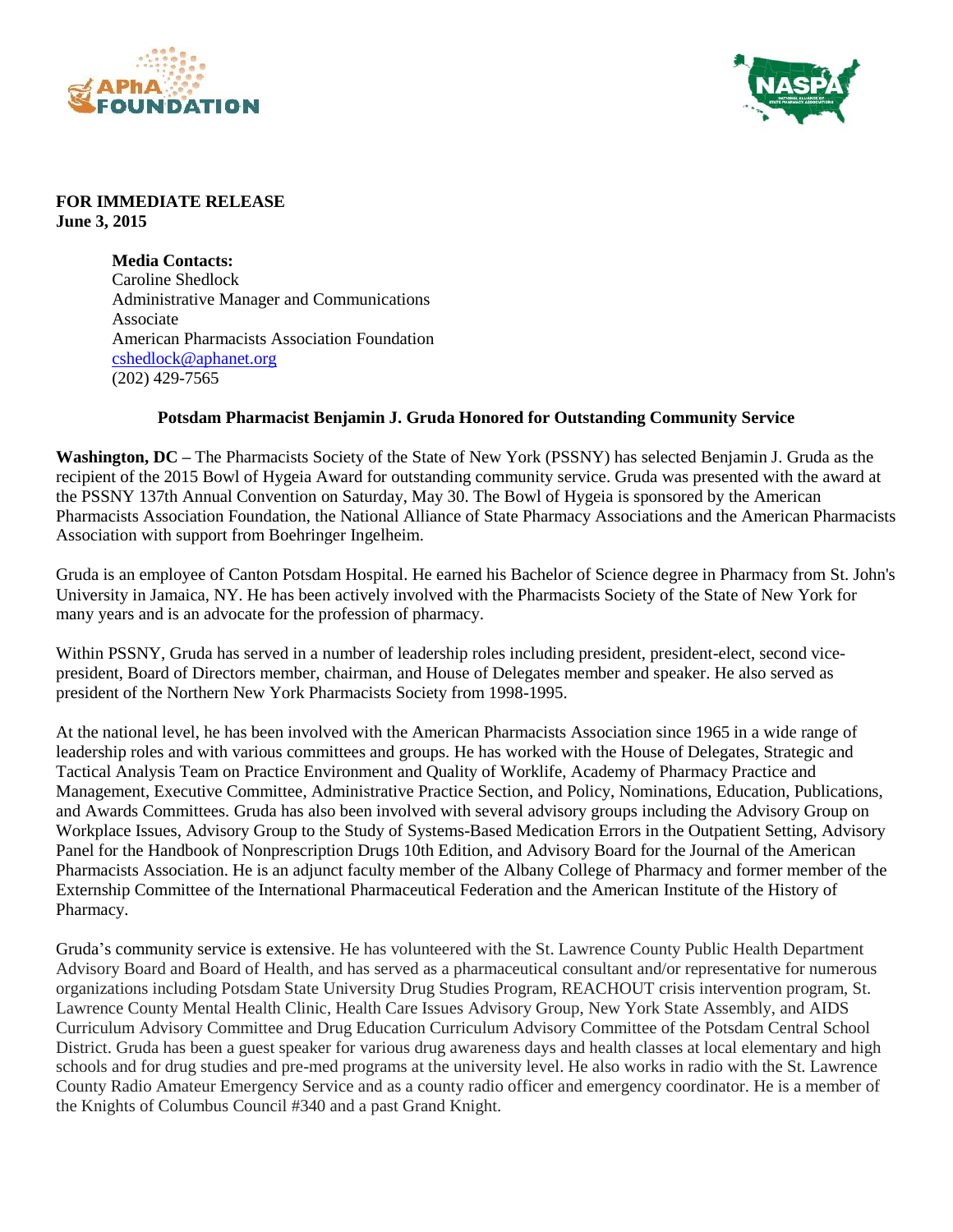**FOR IMMEDIATE RELEASE**
**June 3, 2015**

**Media Contacts:**
Caroline Shedlock
Administrative Manager and Communications Associate
American Pharmacists Association Foundation
cshedlock@aphanet.org
(202) 429-7565

**Potsdam Pharmacist Benjamin J. Gruda Honored for Outstanding Community Service**

**Washington, DC –** The Pharmacists Society of the State of New York (PSSNY) has selected Benjamin J. Gruda as the recipient of the 2015 Bowl of Hygeia Award for outstanding community service. Gruda was presented with the award at the PSSNY 137th Annual Convention on Saturday, May 30. The Bowl of Hygeia is sponsored by the American Pharmacists Association Foundation, the National Alliance of State Pharmacy Associations and the American Pharmacists Association with support from Boehringer Ingelheim.

Gruda is an employee of Canton Potsdam Hospital. He earned his Bachelor of Science degree in Pharmacy from St. John's University in Jamaica, NY. He has been actively involved with the Pharmacists Society of the State of New York for many years and is an advocate for the profession of pharmacy.

Within PSSNY, Gruda has served in a number of leadership roles including president, president-elect, second vice-president, Board of Directors member, chairman, and House of Delegates member and speaker. He also served as president of the Northern New York Pharmacists Society from 1998-1995.

At the national level, he has been involved with the American Pharmacists Association since 1965 in a wide range of leadership roles and with various committees and groups. He has worked with the House of Delegates, Strategic and Tactical Analysis Team on Practice Environment and Quality of Worklife, Academy of Pharmacy Practice and Management, Executive Committee, Administrative Practice Section, and Policy, Nominations, Education, Publications, and Awards Committees. Gruda has also been involved with several advisory groups including the Advisory Group on Workplace Issues, Advisory Group to the Study of Systems-Based Medication Errors in the Outpatient Setting, Advisory Panel for the Handbook of Nonprescription Drugs 10th Edition, and Advisory Board for the Journal of the American Pharmacists Association. He is an adjunct faculty member of the Albany College of Pharmacy and former member of the Externship Committee of the International Pharmaceutical Federation and the American Institute of the History of Pharmacy.

Gruda's community service is extensive. He has volunteered with the St. Lawrence County Public Health Department Advisory Board and Board of Health, and has served as a pharmaceutical consultant and/or representative for numerous organizations including Potsdam State University Drug Studies Program, REACHOUT crisis intervention program, St. Lawrence County Mental Health Clinic, Health Care Issues Advisory Group, New York State Assembly, and AIDS Curriculum Advisory Committee and Drug Education Curriculum Advisory Committee of the Potsdam Central School District. Gruda has been a guest speaker for various drug awareness days and health classes at local elementary and high schools and for drug studies and pre-med programs at the university level. He also works in radio with the St. Lawrence County Radio Amateur Emergency Service and as a county radio officer and emergency coordinator. He is a member of the Knights of Columbus Council #340 and a past Grand Knight.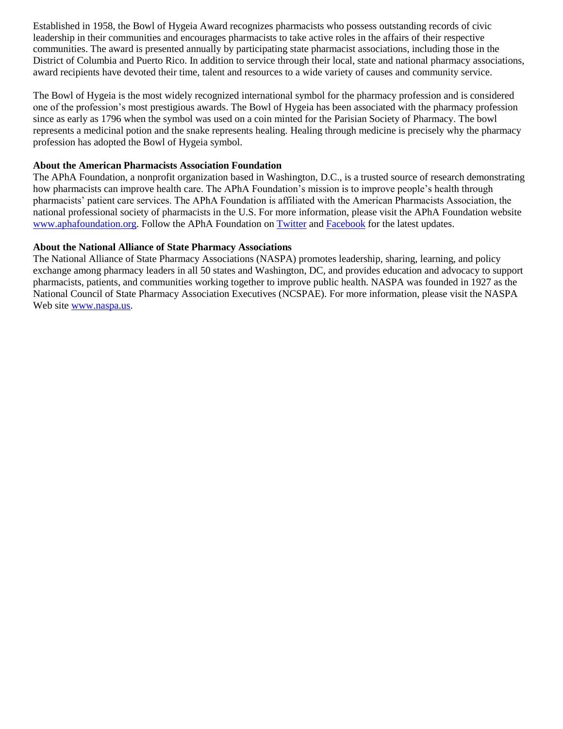Established in 1958, the Bowl of Hygeia Award recognizes pharmacists who possess outstanding records of civic leadership in their communities and encourages pharmacists to take active roles in the affairs of their respective communities. The award is presented annually by participating state pharmacist associations, including those in the District of Columbia and Puerto Rico. In addition to service through their local, state and national pharmacy associations, award recipients have devoted their time, talent and resources to a wide variety of causes and community service.

The Bowl of Hygeia is the most widely recognized international symbol for the pharmacy profession and is considered one of the profession's most prestigious awards. The Bowl of Hygeia has been associated with the pharmacy profession since as early as 1796 when the symbol was used on a coin minted for the Parisian Society of Pharmacy. The bowl represents a medicinal potion and the snake represents healing. Healing through medicine is precisely why the pharmacy profession has adopted the Bowl of Hygeia symbol.

**About the American Pharmacists Association Foundation**

The APhA Foundation, a nonprofit organization based in Washington, D.C., is a trusted source of research demonstrating how pharmacists can improve health care. The APhA Foundation's mission is to improve people's health through pharmacists' patient care services. The APhA Foundation is affiliated with the American Pharmacists Association, the national professional society of pharmacists in the U.S. For more information, please visit the APhA Foundation website www.aphafoundation.org. Follow the APhA Foundation on Twitter and Facebook for the latest updates.

**About the National Alliance of State Pharmacy Associations**

The National Alliance of State Pharmacy Associations (NASPA) promotes leadership, sharing, learning, and policy exchange among pharmacy leaders in all 50 states and Washington, DC, and provides education and advocacy to support pharmacists, patients, and communities working together to improve public health. NASPA was founded in 1927 as the National Council of State Pharmacy Association Executives (NCSPAE). For more information, please visit the NASPA Web site www.naspa.us.